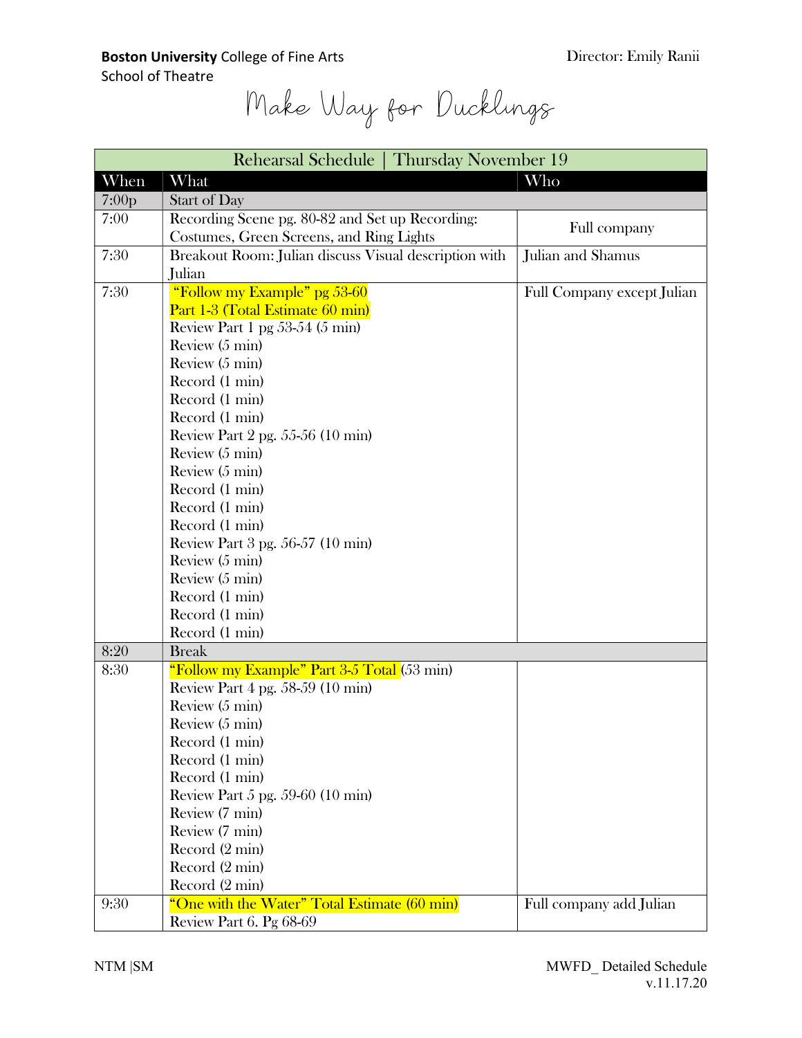**Boston University** College of Fine Arts
School of Theatre

Director: Emily Ranii

# Make Way for Ducklings

| Rehearsal Schedule \| Thursday November 19 | | |
|---|---|---|
| **When** | **What** | **Who** |
| 7:00p | Start of Day | |
| 7:00 | Recording Scene pg. 80-82 and Set up Recording: Costumes, Green Screens, and Ring Lights | Full company |
| 7:30 | Breakout Room: Julian discuss Visual description with Julian | Julian and Shamus |
| 7:30 | "Follow my Example" pg 53-60<br>Part 1-3 (Total Estimate 60 min)<br>Review Part 1 pg 53-54 (5 min)<br>Review (5 min)<br>Review (5 min)<br>Record (1 min)<br>Record (1 min)<br>Record (1 min)<br>Review Part 2 pg. 55-56 (10 min)<br>Review (5 min)<br>Review (5 min)<br>Record (1 min)<br>Record (1 min)<br>Record (1 min)<br>Review Part 3 pg. 56-57 (10 min)<br>Review (5 min)<br>Review (5 min)<br>Record (1 min)<br>Record (1 min)<br>Record (1 min) | Full Company except Julian |
| 8:20 | Break | |
| 8:30 | "Follow my Example" Part 3-5 Total (53 min)<br>Review Part 4 pg. 58-59 (10 min)<br>Review (5 min)<br>Review (5 min)<br>Record (1 min)<br>Record (1 min)<br>Record (1 min)<br>Review Part 5 pg. 59-60 (10 min)<br>Review (7 min)<br>Review (7 min)<br>Record (2 min)<br>Record (2 min)<br>Record (2 min) | |
| 9:30 | "One with the Water" Total Estimate (60 min)<br>Review Part 6. Pg 68-69 | Full company add Julian |

NTM |SM

MWFD_ Detailed Schedule
v.11.17.20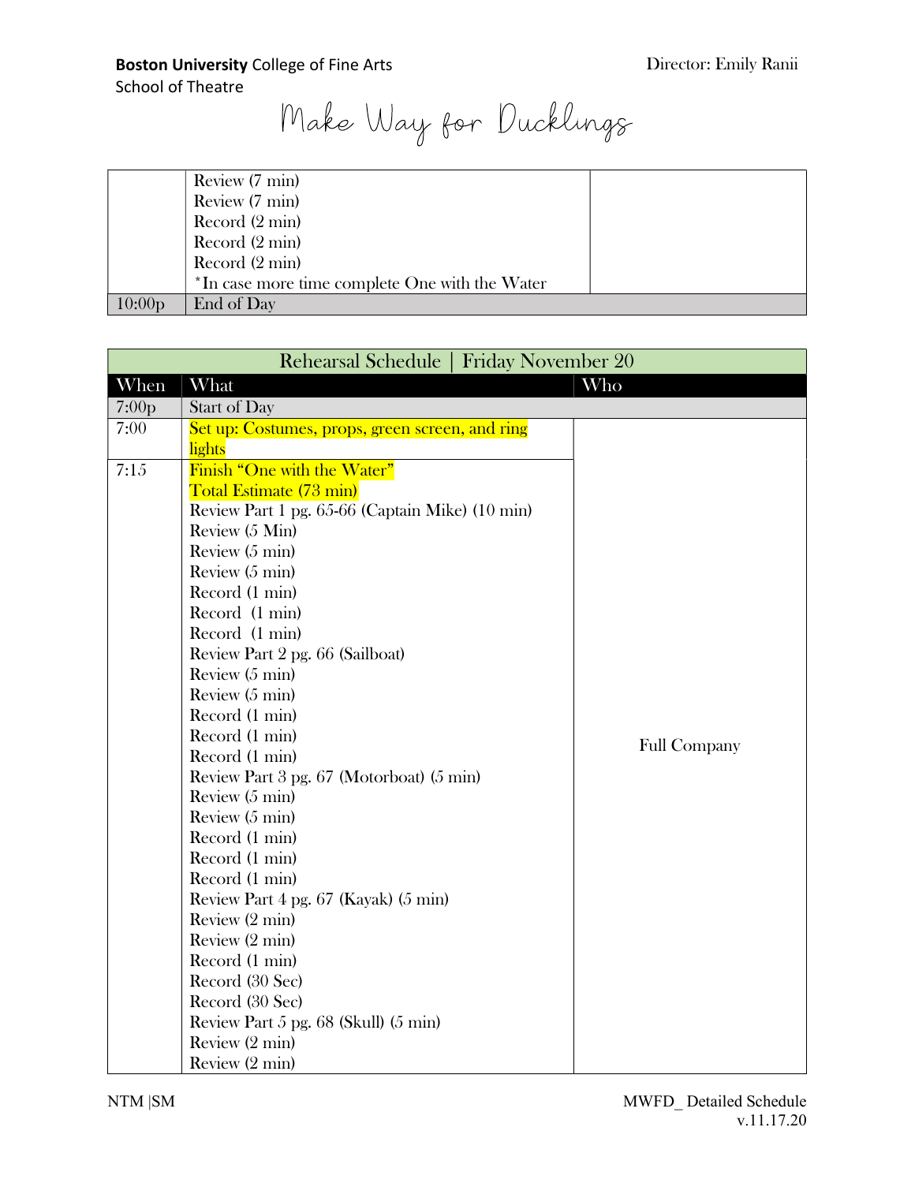**Boston University** College of Fine Arts
School of Theatre

Director: Emily Ranii

# Make Way for Ducklings

| | | |
|---|---|---|
| | Review (7 min)<br>Review (7 min)<br>Record (2 min)<br>Record (2 min)<br>Record (2 min)<br>*In case more time complete One with the Water | |
| 10:00p | End of Day | |

| Rehearsal Schedule \| Friday November 20 | | |
|---|---|---|
| **When** | **What** | **Who** |
| 7:00p | Start of Day | |
| 7:00 | Set up: Costumes, props, green screen, and ring lights | Full Company |
| 7:15 | Finish "One with the Water"<br>Total Estimate (73 min)<br>Review Part 1 pg. 65-66 (Captain Mike) (10 min)<br>Review (5 Min)<br>Review (5 min)<br>Review (5 min)<br>Record (1 min)<br>Record (1 min)<br>Record (1 min)<br>Review Part 2 pg. 66 (Sailboat)<br>Review (5 min)<br>Review (5 min)<br>Record (1 min)<br>Record (1 min)<br>Record (1 min)<br>Review Part 3 pg. 67 (Motorboat) (5 min)<br>Review (5 min)<br>Review (5 min)<br>Record (1 min)<br>Record (1 min)<br>Record (1 min)<br>Review Part 4 pg. 67 (Kayak) (5 min)<br>Review (2 min)<br>Review (2 min)<br>Record (1 min)<br>Record (30 Sec)<br>Record (30 Sec)<br>Review Part 5 pg. 68 (Skull) (5 min)<br>Review (2 min)<br>Review (2 min) | |

NTM |SM

MWFD_ Detailed Schedule
v.11.17.20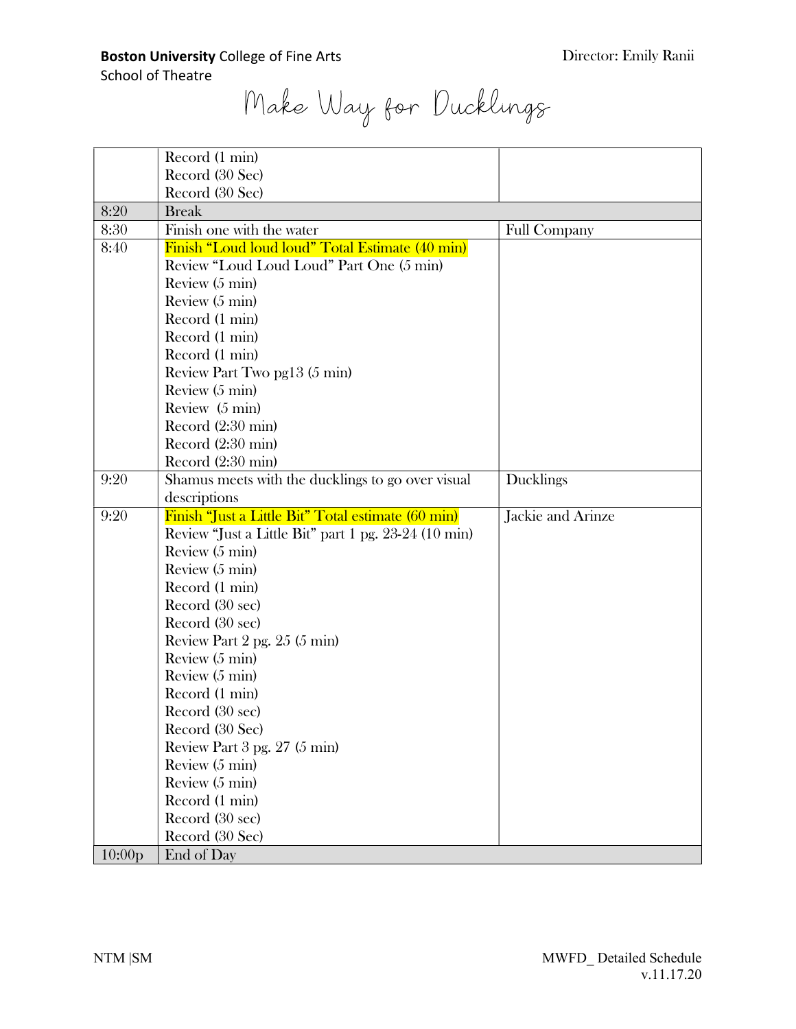# Make Way for Ducklings

| | | |
|---|---|---|
| | Record (1 min)<br>Record (30 Sec)<br>Record (30 Sec) | |
| 8:20 | Break | |
| 8:30 | Finish one with the water | Full Company |
| 8:40 | Finish "Loud loud loud" Total Estimate (40 min)<br>Review "Loud Loud Loud" Part One (5 min)<br>Review (5 min)<br>Review (5 min)<br>Record (1 min)<br>Record (1 min)<br>Record (1 min)<br>Review Part Two pg13 (5 min)<br>Review (5 min)<br>Review (5 min)<br>Record (2:30 min)<br>Record (2:30 min)<br>Record (2:30 min) | |
| 9:20 | Shamus meets with the ducklings to go over visual descriptions | Ducklings |
| 9:20 | Finish "Just a Little Bit" Total estimate (60 min)<br>Review "Just a Little Bit" part 1 pg. 23-24 (10 min)<br>Review (5 min)<br>Review (5 min)<br>Record (1 min)<br>Record (30 sec)<br>Record (30 sec)<br>Review Part 2 pg. 25 (5 min)<br>Review (5 min)<br>Review (5 min)<br>Record (1 min)<br>Record (30 sec)<br>Record (30 Sec)<br>Review Part 3 pg. 27 (5 min)<br>Review (5 min)<br>Review (5 min)<br>Record (1 min)<br>Record (30 sec)<br>Record (30 Sec) | Jackie and Arinze |
| 10:00p | End of Day | |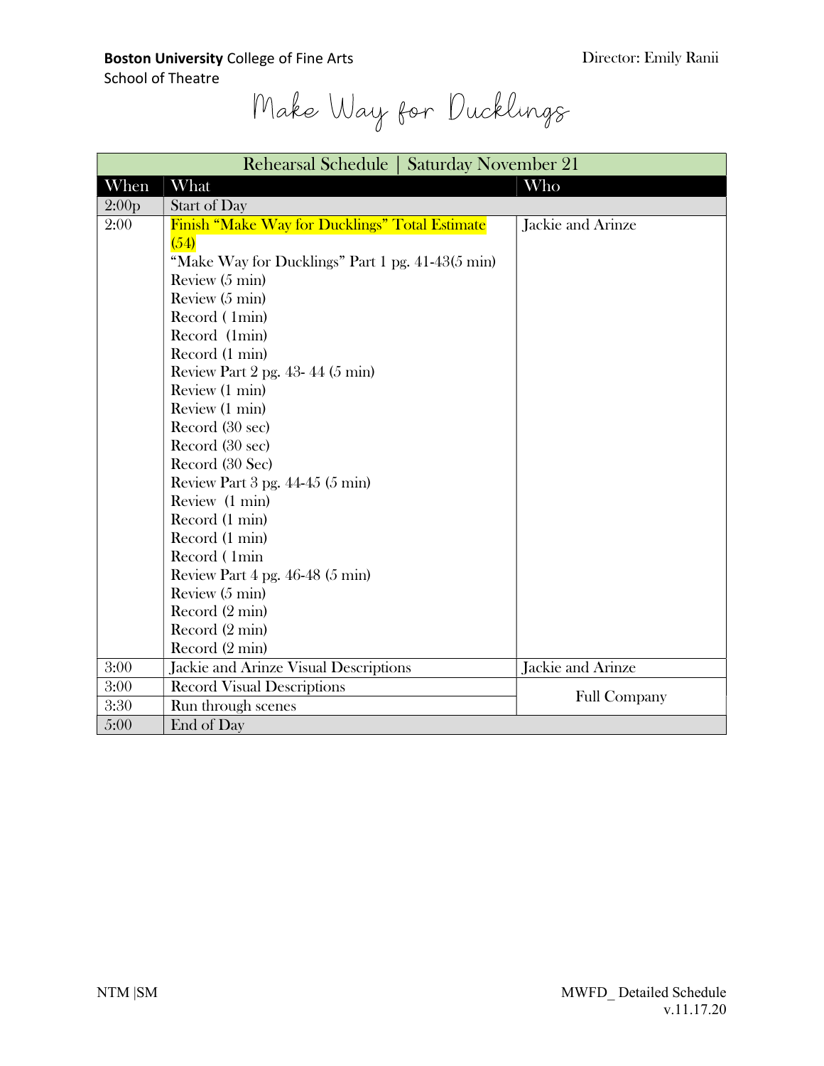**Boston University** College of Fine Arts
School of Theatre

Director: Emily Ranii

# Make Way for Ducklings

| Rehearsal Schedule \| Saturday November 21 | | |
|---|---|---|
| **When** | **What** | **Who** |
| 2:00p | Start of Day | |
| 2:00 | Finish "Make Way for Ducklings" Total Estimate (54)<br>"Make Way for Ducklings" Part 1 pg. 41-43(5 min)<br>Review (5 min)<br>Review (5 min)<br>Record ( 1min)<br>Record (1min)<br>Record (1 min)<br>Review Part 2 pg. 43- 44 (5 min)<br>Review (1 min)<br>Review (1 min)<br>Record (30 sec)<br>Record (30 sec)<br>Record (30 Sec)<br>Review Part 3 pg. 44-45 (5 min)<br>Review (1 min)<br>Record (1 min)<br>Record (1 min)<br>Record ( 1min<br>Review Part 4 pg. 46-48 (5 min)<br>Review (5 min)<br>Record (2 min)<br>Record (2 min)<br>Record (2 min) | Jackie and Arinze |
| 3:00 | Jackie and Arinze Visual Descriptions | Jackie and Arinze |
| 3:00 | Record Visual Descriptions | Full Company |
| 3:30 | Run through scenes | |
| 5:00 | End of Day | |

NTM |SM

MWFD_ Detailed Schedule
v.11.17.20